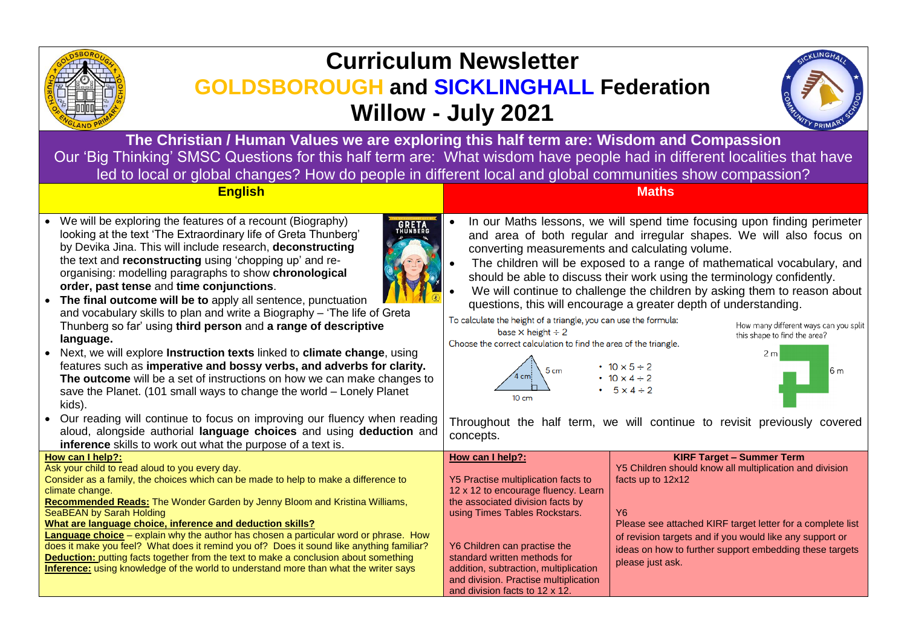# Curriculum Newsletter

## GOLDSBOROUGH and SICKLINGHALL Federation

## Willow - July 2021

**The Christian / Human Values we are exploring this half term are: Wisdom and Compassion**

Our 'Big Thinking' SMSC Questions for this half term are: What wisdom have people had in different localities that have led to local or global changes? How do people in different local and global communities show compassion?

## English

- We will be exploring the features of a recount (Biography) looking at the text 'The Extraordinary life of Greta Thunberg' by Devika Jina. This will include research, **deconstructing** the text and **reconstructing** using 'chopping up' and re-organising: modelling paragraphs to show **chronological order, past tense** and **time conjunctions**.
- **The final outcome will be to** apply all sentence, punctuation and vocabulary skills to plan and write a Biography – 'The life of Greta Thunberg so far' using **third person** and **a range of descriptive language.**
- Next, we will explore **Instruction texts** linked to **climate change**, using features such as **imperative and bossy verbs, and adverbs for clarity. The outcome** will be a set of instructions on how we can make changes to save the Planet. (101 small ways to change the world – Lonely Planet kids).
- Our reading will continue to focus on improving our fluency when reading aloud, alongside authorial **language choices** and using **deduction** and **inference** skills to work out what the purpose of a text is.

**How can I help?:**

Ask your child to read aloud to you every day.

Consider as a family, the choices which can be made to help to make a difference to climate change.

**Recommended Reads:** The Wonder Garden by Jenny Bloom and Kristina Williams, SeaBEAN by Sarah Holding

**What are language choice, inference and deduction skills?**

**Language choice** – explain why the author has chosen a particular word or phrase. How does it make you feel? What does it remind you of? Does it sound like anything familiar?

**Deduction:** putting facts together from the text to make a conclusion about something

**Inference:** using knowledge of the world to understand more than what the writer says

## Maths

- In our Maths lessons, we will spend time focusing upon finding perimeter and area of both regular and irregular shapes. We will also focus on converting measurements and calculating volume.
- The children will be exposed to a range of mathematical vocabulary, and should be able to discuss their work using the terminology confidently.
- We will continue to challenge the children by asking them to reason about questions, this will encourage a greater depth of understanding.

To calculate the height of a triangle, you can use the formula:

base × height ÷ 2

Choose the correct calculation to find the area of the triangle.

(Triangle: 4 cm, 5 cm, 10 cm)

- $10 \times 5 \div 2$
- $10 \times 4 \div 2$
- $5 \times 4 \div 2$

How many different ways can you split this shape to find the area? (2 m, 6 m)

Throughout the half term, we will continue to revisit previously covered concepts.

| How can I help?: | KIRF Target – Summer Term |
|---|---|
| Y5 Practise multiplication facts to 12 x 12 to encourage fluency. Learn the associated division facts by using Times Tables Rockstars.<br><br>Y6 Children can practise the standard written methods for addition, subtraction, multiplication and division. Practise multiplication and division facts to 12 x 12. | Y5 Children should know all multiplication and division facts up to 12x12<br><br>Y6<br>Please see attached KIRF target letter for a complete list of revision targets and if you would like any support or ideas on how to further support embedding these targets please just ask. |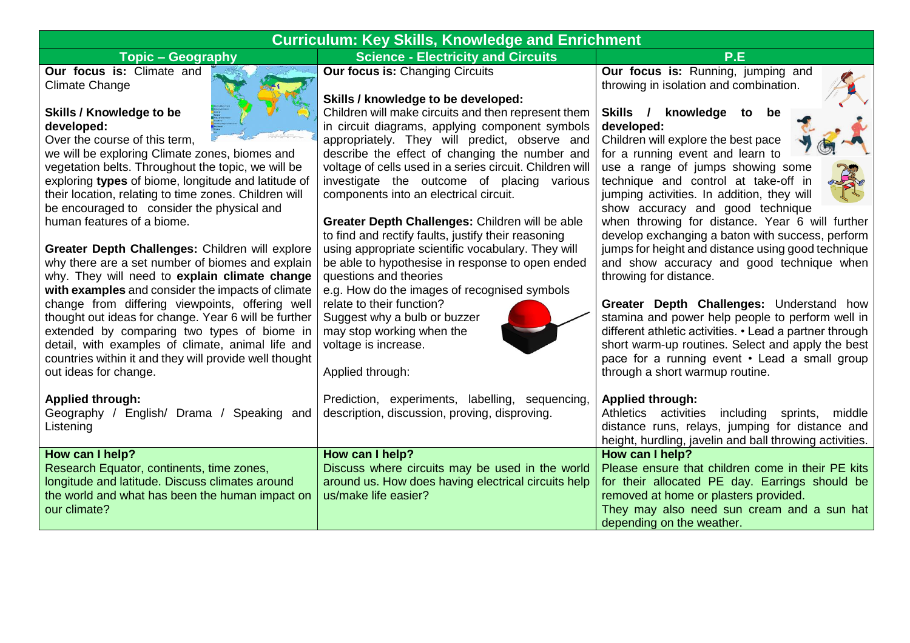# Curriculum: Key Skills, Knowledge and Enrichment

| Topic – Geography | Science - Electricity and Circuits | P.E |
|---|---|---|
| **Our focus is:** Climate and Climate Change<br><br>**Skills / Knowledge to be developed:**<br>Over the course of this term, we will be exploring Climate zones, biomes and vegetation belts. Throughout the topic, we will be exploring **types** of biome, longitude and latitude of their location, relating to time zones. Children will be encouraged to consider the physical and human features of a biome.<br><br>**Greater Depth Challenges:** Children will explore why there are a set number of biomes and explain why. They will need to **explain climate change with examples** and consider the impacts of climate change from differing viewpoints, offering well thought out ideas for change. Year 6 will be further extended by comparing two types of biome in detail, with examples of climate, animal life and countries within it and they will provide well thought out ideas for change.<br><br>**Applied through:**<br>Geography / English/ Drama / Speaking and Listening | **Our focus is:** Changing Circuits<br><br>**Skills / knowledge to be developed:**<br>Children will make circuits and then represent them in circuit diagrams, applying component symbols appropriately. They will predict, observe and describe the effect of changing the number and voltage of cells used in a series circuit. Children will investigate the outcome of placing various components into an electrical circuit.<br><br>**Greater Depth Challenges:** Children will be able to find and rectify faults, justify their reasoning using appropriate scientific vocabulary. They will be able to hypothesise in response to open ended questions and theories<br>e.g. How do the images of recognised symbols relate to their function?<br>Suggest why a bulb or buzzer may stop working when the voltage is increase.<br><br>Applied through:<br><br>Prediction, experiments, labelling, sequencing, description, discussion, proving, disproving. | **Our focus is:** Running, jumping and throwing in isolation and combination.<br><br>**Skills / knowledge to be developed:**<br>Children will explore the best pace for a running event and learn to use a range of jumps showing some technique and control at take-off in jumping activities. In addition, they will show accuracy and good technique when throwing for distance. Year 6 will further develop exchanging a baton with success, perform jumps for height and distance using good technique and show accuracy and good technique when throwing for distance.<br><br>**Greater Depth Challenges:** Understand how stamina and power help people to perform well in different athletic activities. • Lead a partner through short warm-up routines. Select and apply the best pace for a running event • Lead a small group through a short warmup routine.<br><br>**Applied through:**<br>Athletics activities including sprints, middle distance runs, relays, jumping for distance and height, hurdling, javelin and ball throwing activities. |
| **How can I help?**<br>Research Equator, continents, time zones, longitude and latitude. Discuss climates around the world and what has been the human impact on our climate? | **How can I help?**<br>Discuss where circuits may be used in the world around us. How does having electrical circuits help us/make life easier? | **How can I help?**<br>Please ensure that children come in their PE kits for their allocated PE day. Earrings should be removed at home or plasters provided.<br>They may also need sun cream and a sun hat depending on the weather. |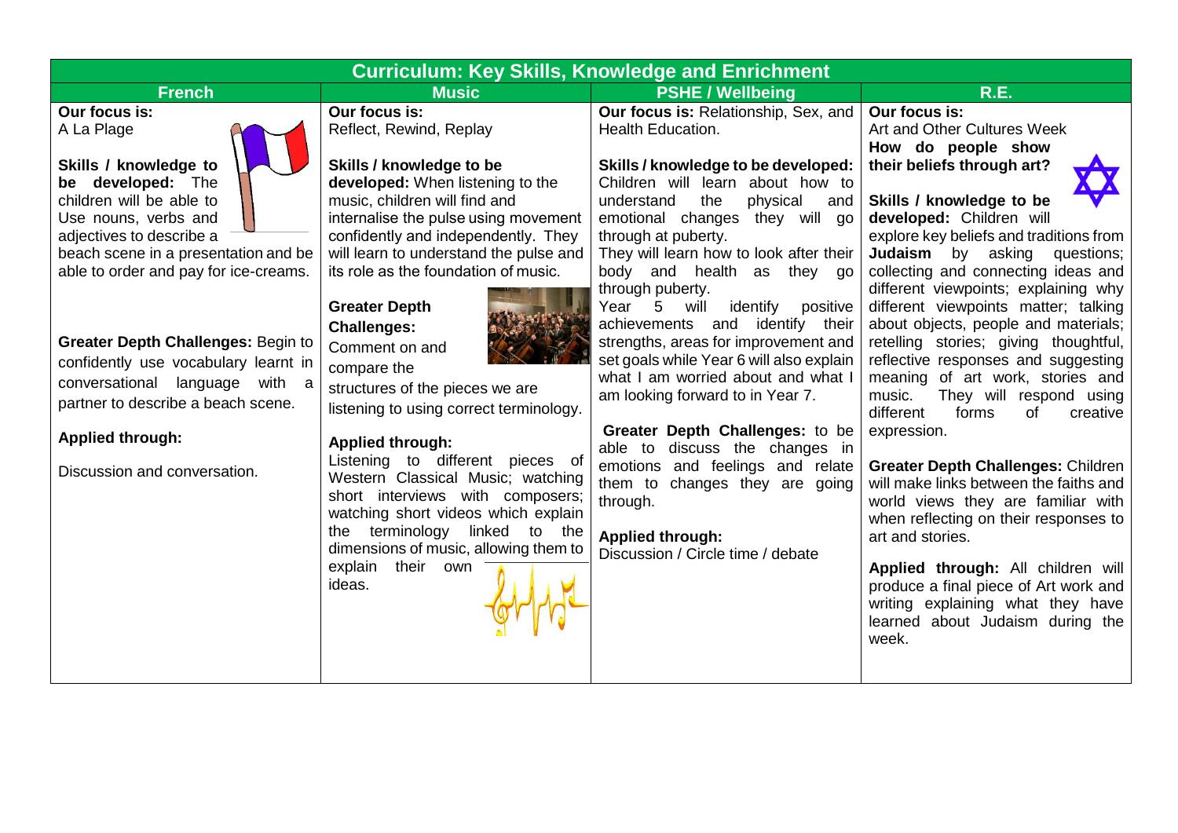# Curriculum: Key Skills, Knowledge and Enrichment

| French | Music | PSHE / Wellbeing | R.E. |
|---|---|---|---|
| **Our focus is:**<br>A La Plage<br><br>**Skills / knowledge to be developed:** The children will be able to Use nouns, verbs and adjectives to describe a beach scene in a presentation and be able to order and pay for ice-creams.<br><br>**Greater Depth Challenges:** Begin to confidently use vocabulary learnt in conversational language with a partner to describe a beach scene.<br><br>**Applied through:**<br><br>Discussion and conversation. | **Our focus is:**<br>Reflect, Rewind, Replay<br><br>**Skills / knowledge to be developed:** When listening to the music, children will find and internalise the pulse using movement confidently and independently. They will learn to understand the pulse and its role as the foundation of music.<br><br>**Greater Depth Challenges:**<br>Comment on and compare the structures of the pieces we are listening to using correct terminology.<br><br>**Applied through:**<br>Listening to different pieces of Western Classical Music; watching short interviews with composers; watching short videos which explain the terminology linked to the dimensions of music, allowing them to explain their own ideas. | **Our focus is:** Relationship, Sex, and Health Education.<br><br>**Skills / knowledge to be developed:** Children will learn about how to understand the physical and emotional changes they will go through at puberty.<br>They will learn how to look after their body and health as they go through puberty.<br>Year 5 will identify positive achievements and identify their strengths, areas for improvement and set goals while Year 6 will also explain what I am worried about and what I am looking forward to in Year 7.<br><br>**Greater Depth Challenges:** to be able to discuss the changes in emotions and feelings and relate them to changes they are going through.<br><br>**Applied through:**<br>Discussion / Circle time / debate | **Our focus is:**<br>Art and Other Cultures Week<br>**How do people show their beliefs through art?**<br><br>**Skills / knowledge to be developed:** Children will explore key beliefs and traditions from **Judaism** by asking questions; collecting and connecting ideas and different viewpoints; explaining why different viewpoints matter; talking about objects, people and materials; retelling stories; giving thoughtful, reflective responses and suggesting meaning of art work, stories and music. They will respond using different forms of creative expression.<br><br>**Greater Depth Challenges:** Children will make links between the faiths and world views they are familiar with when reflecting on their responses to art and stories.<br><br>**Applied through:** All children will produce a final piece of Art work and writing explaining what they have learned about Judaism during the week. |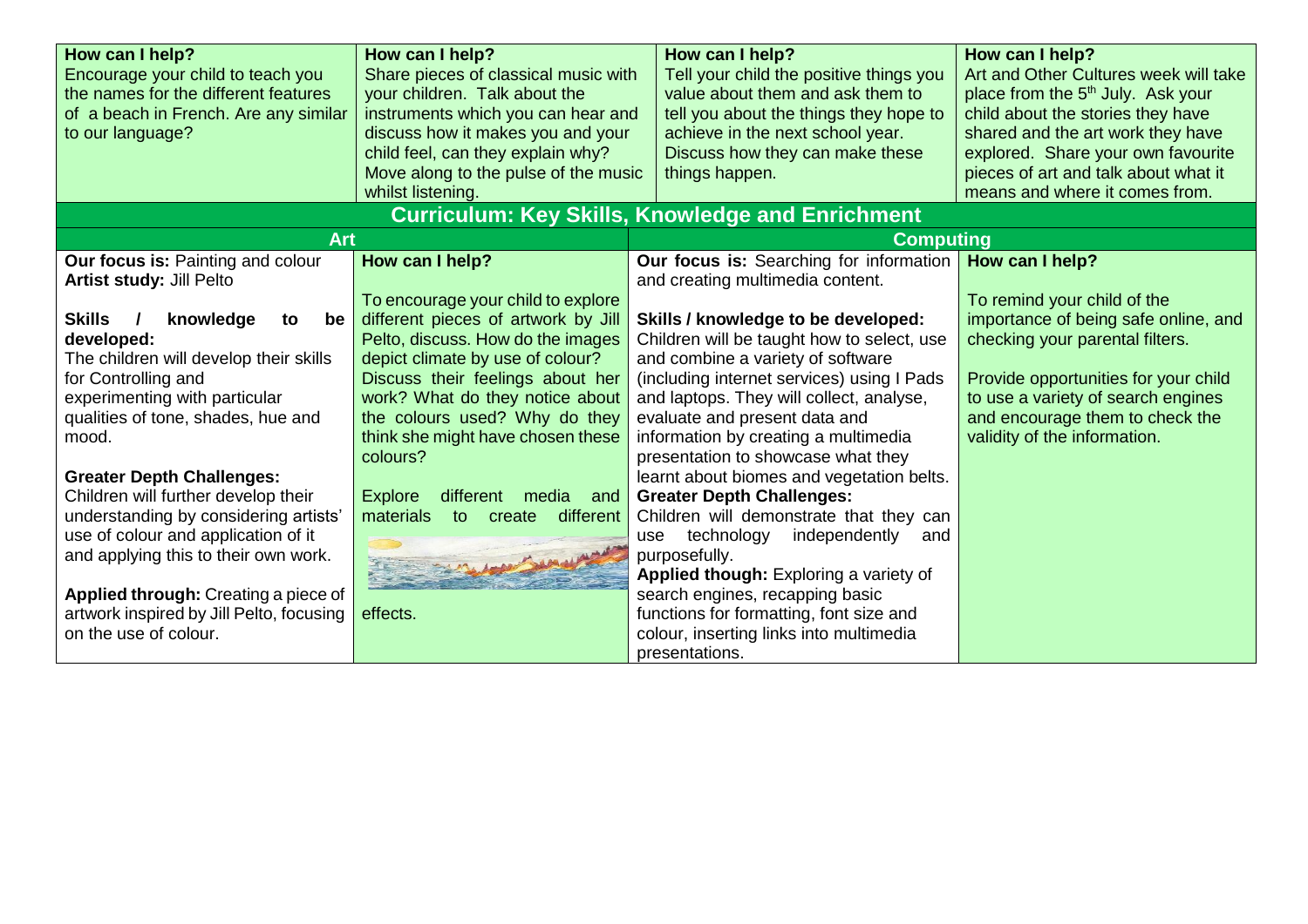| How can I help? | How can I help? | How can I help? | How can I help? |
| --- | --- | --- | --- |
| Encourage your child to teach you the names for the different features of a beach in French. Are any similar to our language? | Share pieces of classical music with your children. Talk about the instruments which you can hear and discuss how it makes you and your child feel, can they explain why? Move along to the pulse of the music whilst listening. | Tell your child the positive things you value about them and ask them to tell you about the things they hope to achieve in the next school year. Discuss how they can make these things happen. | Art and Other Cultures week will take place from the 5th July. Ask your child about the stories they have shared and the art work they have explored. Share your own favourite pieces of art and talk about what it means and where it comes from. |

## Curriculum: Key Skills, Knowledge and Enrichment

| Art | | Computing | |
| --- | --- | --- | --- |
| **Our focus is:** Painting and colour<br>**Artist study:** Jill Pelto<br><br>**Skills / knowledge to be developed:**<br>The children will develop their skills for Controlling and experimenting with particular qualities of tone, shades, hue and mood.<br><br>**Greater Depth Challenges:**<br>Children will further develop their understanding by considering artists' use of colour and application of it and applying this to their own work.<br><br>**Applied through:** Creating a piece of artwork inspired by Jill Pelto, focusing on the use of colour. | **How can I help?**<br><br>To encourage your child to explore different pieces of artwork by Jill Pelto, discuss. How do the images depict climate by use of colour? Discuss their feelings about her work? What do they notice about the colours used? Why do they think she might have chosen these colours?<br><br>Explore different media and materials to create different effects. | **Our focus is:** Searching for information and creating multimedia content.<br><br>**Skills / knowledge to be developed:**<br>Children will be taught how to select, use and combine a variety of software (including internet services) using I Pads and laptops. They will collect, analyse, evaluate and present data and information by creating a multimedia presentation to showcase what they learnt about biomes and vegetation belts.<br>**Greater Depth Challenges:**<br>Children will demonstrate that they can use technology independently and purposefully.<br>**Applied though:** Exploring a variety of search engines, recapping basic functions for formatting, font size and colour, inserting links into multimedia presentations. | **How can I help?**<br><br>To remind your child of the importance of being safe online, and checking your parental filters.<br><br>Provide opportunities for your child to use a variety of search engines and encourage them to check the validity of the information. |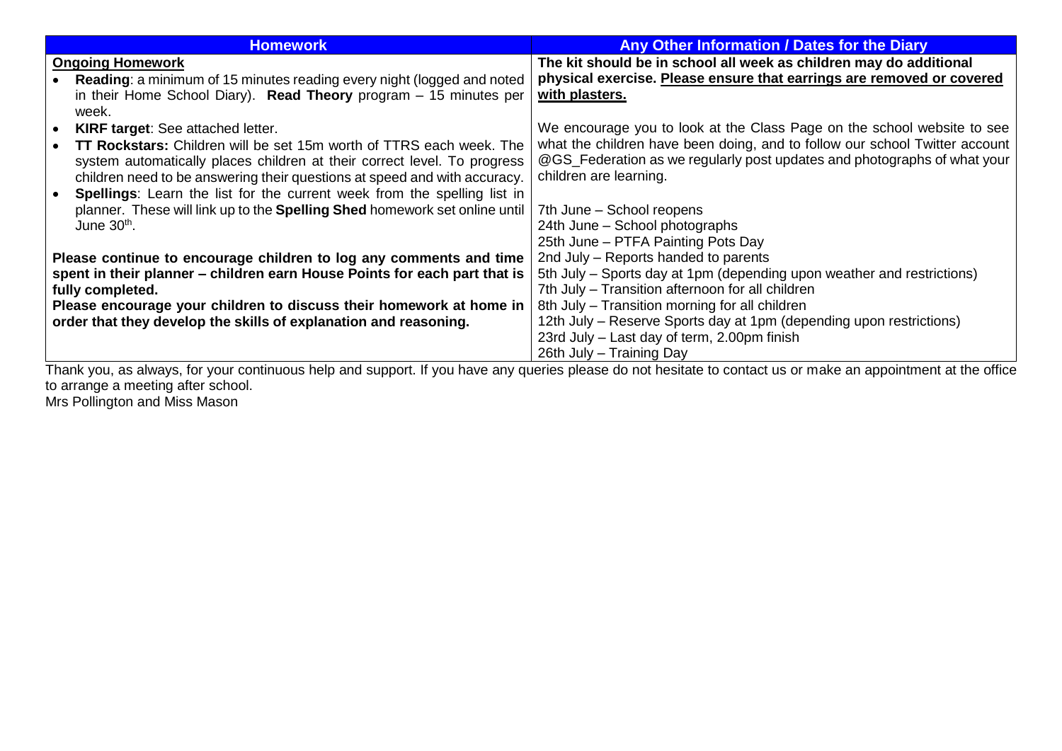| Homework | Any Other Information / Dates for the Diary |
|---|---|
| **Ongoing Homework**<br>• **Reading**: a minimum of 15 minutes reading every night (logged and noted in their Home School Diary). **Read Theory** program – 15 minutes per week.<br>• **KIRF target**: See attached letter.<br>• **TT Rockstars:** Children will be set 15m worth of TTRS each week. The system automatically places children at their correct level. To progress children need to be answering their questions at speed and with accuracy.<br>• **Spellings**: Learn the list for the current week from the spelling list in planner. These will link up to the **Spelling Shed** homework set online until June 30th.<br><br>**Please continue to encourage children to log any comments and time spent in their planner – children earn House Points for each part that is fully completed.**<br>**Please encourage your children to discuss their homework at home in order that they develop the skills of explanation and reasoning.** | **The kit should be in school all week as children may do additional physical exercise. Please ensure that earrings are removed or covered with plasters.**<br><br>We encourage you to look at the Class Page on the school website to see what the children have been doing, and to follow our school Twitter account @GS_Federation as we regularly post updates and photographs of what your children are learning.<br><br>7th June – School reopens<br>24th June – School photographs<br>25th June – PTFA Painting Pots Day<br>2nd July – Reports handed to parents<br>5th July – Sports day at 1pm (depending upon weather and restrictions)<br>7th July – Transition afternoon for all children<br>8th July – Transition morning for all children<br>12th July – Reserve Sports day at 1pm (depending upon restrictions)<br>23rd July – Last day of term, 2.00pm finish<br>26th July – Training Day |

Thank you, as always, for your continuous help and support. If you have any queries please do not hesitate to contact us or make an appointment at the office to arrange a meeting after school.

Mrs Pollington and Miss Mason